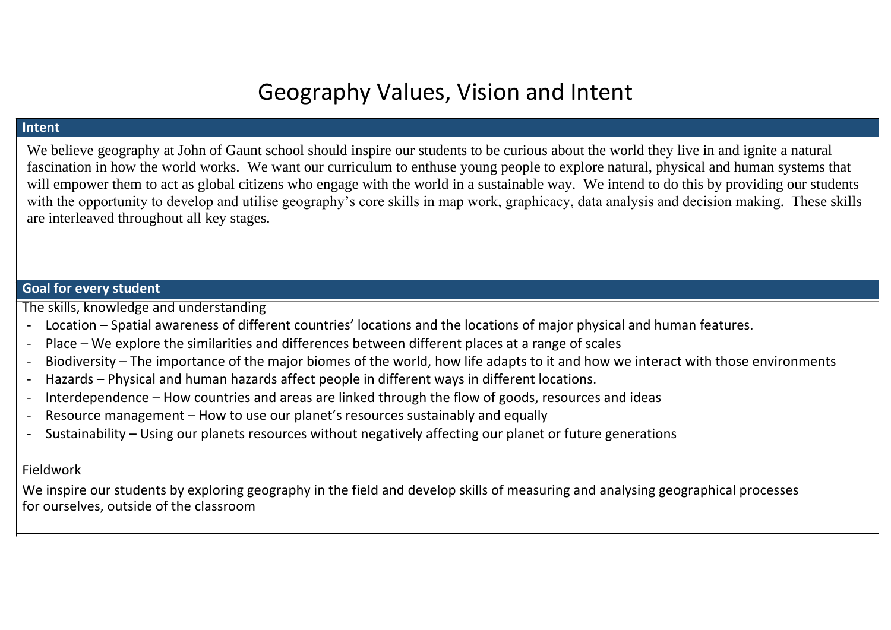# Geography Values, Vision and Intent

## Intent

We believe geography at John of Gaunt school should inspire our students to be curious about the world they live in and ignite a natural fascination in how the world works. We want our curriculum to enthuse young people to explore natural, physical and human systems that will empower them to act as global citizens who engage with the world in a sustainable way. We intend to do this by providing our students with the opportunity to develop and utilise geography's core skills in map work, graphicacy, data analysis and decision making. These skills are interleaved throughout all key stages.

## Goal for every student

The skills, knowledge and understanding

- Location – Spatial awareness of different countries' locations and the locations of major physical and human features.
- Place – We explore the similarities and differences between different places at a range of scales
- Biodiversity – The importance of the major biomes of the world, how life adapts to it and how we interact with those environments
- Hazards – Physical and human hazards affect people in different ways in different locations.
- Interdependence – How countries and areas are linked through the flow of goods, resources and ideas
- Resource management – How to use our planet's resources sustainably and equally
- Sustainability – Using our planets resources without negatively affecting our planet or future generations

Fieldwork

We inspire our students by exploring geography in the field and develop skills of measuring and analysing geographical processes for ourselves, outside of the classroom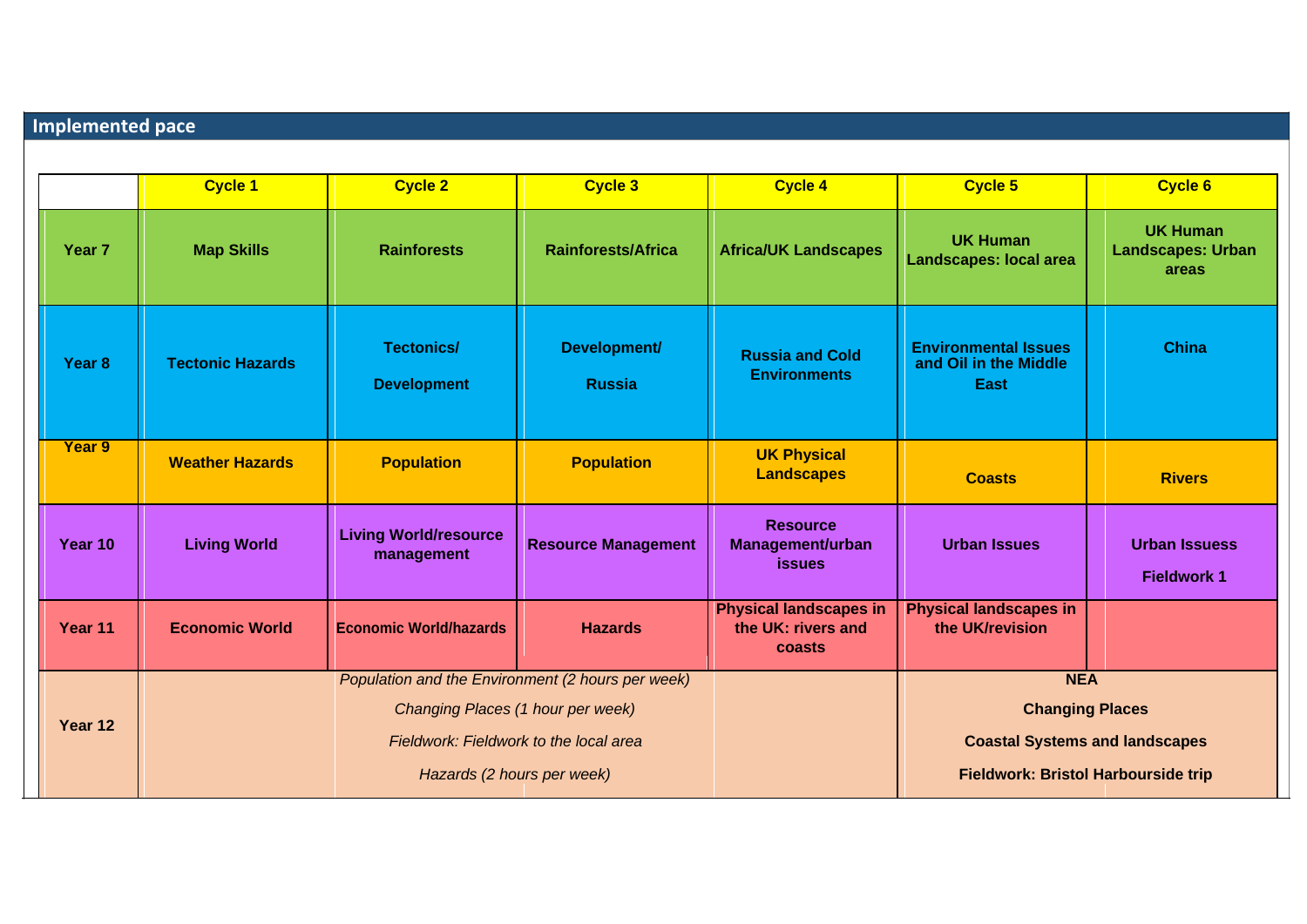## Implemented pace

| | Cycle 1 | Cycle 2 | Cycle 3 | Cycle 4 | Cycle 5 | Cycle 6 |
|---|---|---|---|---|---|---|
| **Year 7** | **Map Skills** | **Rainforests** | **Rainforests/Africa** | **Africa/UK Landscapes** | **UK Human Landscapes: local area** | **UK Human Landscapes: Urban areas** |
| **Year 8** | **Tectonic Hazards** | **Tectonics/ Development** | **Development/ Russia** | **Russia and Cold Environments** | **Environmental Issues and Oil in the Middle East** | **China** |
| **Year 9** | **Weather Hazards** | **Population** | **Population** | **UK Physical Landscapes** | **Coasts** | **Rivers** |
| **Year 10** | **Living World** | **Living World/resource management** | **Resource Management** | **Resource Management/urban issues** | **Urban Issues** | **Urban Issuess Fieldwork 1** |
| **Year 11** | **Economic World** | **Economic World/hazards** | **Hazards** | **Physical landscapes in the UK: rivers and coasts** | **Physical landscapes in the UK/revision** | |
| **Year 12** | | *Population and the Environment (2 hours per week)* *Changing Places (1 hour per week)* *Fieldwork: Fieldwork to the local area* *Hazards (2 hours per week)* | | | **NEA** **Changing Places** **Coastal Systems and landscapes** **Fieldwork: Bristol Harbourside trip** | |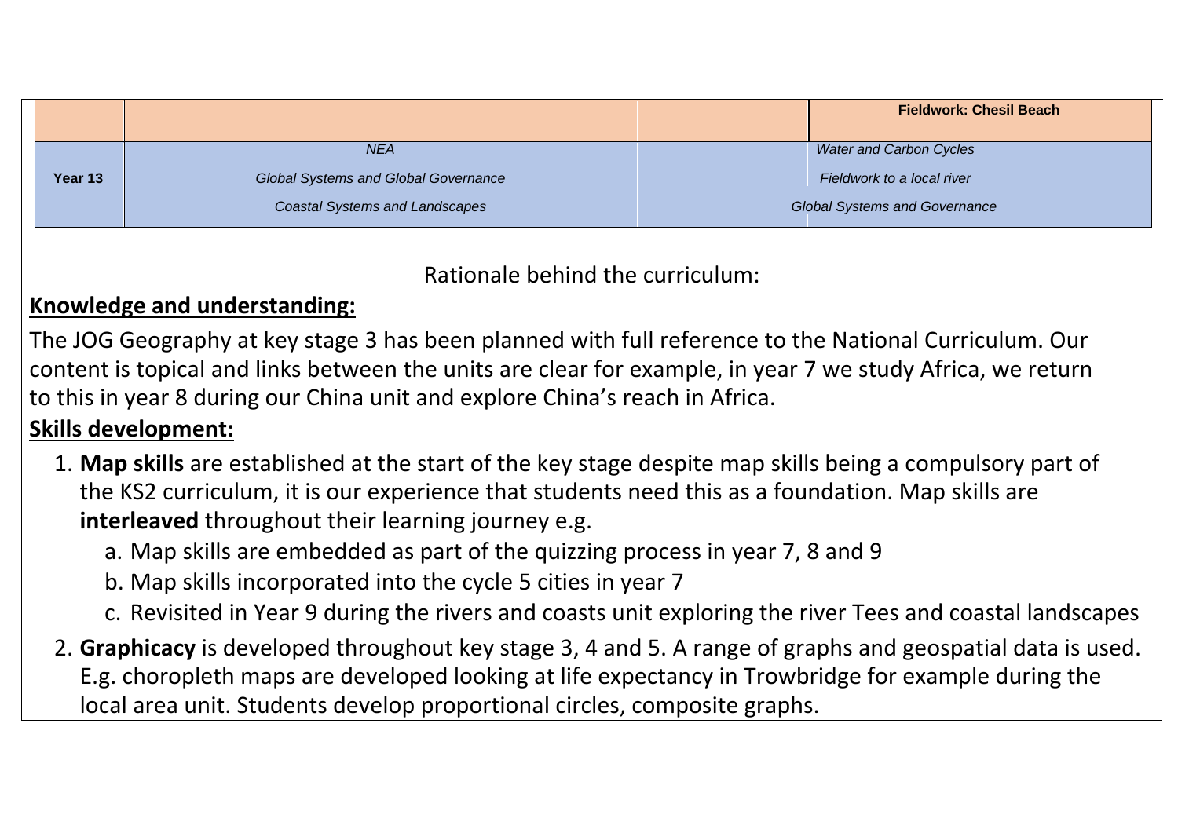| | | | |
|---|---|---|---|
| | | | **Fieldwork: Chesil Beach** |
| **Year 13** | *NEA*<br>*Global Systems and Global Governance*<br>*Coastal Systems and Landscapes* | | *Water and Carbon Cycles*<br>*Fieldwork to a local river*<br>*Global Systems and Governance* |

Rationale behind the curriculum:

**Knowledge and understanding:**

The JOG Geography at key stage 3 has been planned with full reference to the National Curriculum. Our content is topical and links between the units are clear for example, in year 7 we study Africa, we return to this in year 8 during our China unit and explore China's reach in Africa.

**Skills development:**

1. **Map skills** are established at the start of the key stage despite map skills being a compulsory part of the KS2 curriculum, it is our experience that students need this as a foundation. Map skills are **interleaved** throughout their learning journey e.g.
   a. Map skills are embedded as part of the quizzing process in year 7, 8 and 9
   b. Map skills incorporated into the cycle 5 cities in year 7
   c. Revisited in Year 9 during the rivers and coasts unit exploring the river Tees and coastal landscapes
2. **Graphicacy** is developed throughout key stage 3, 4 and 5. A range of graphs and geospatial data is used. E.g. choropleth maps are developed looking at life expectancy in Trowbridge for example during the local area unit. Students develop proportional circles, composite graphs.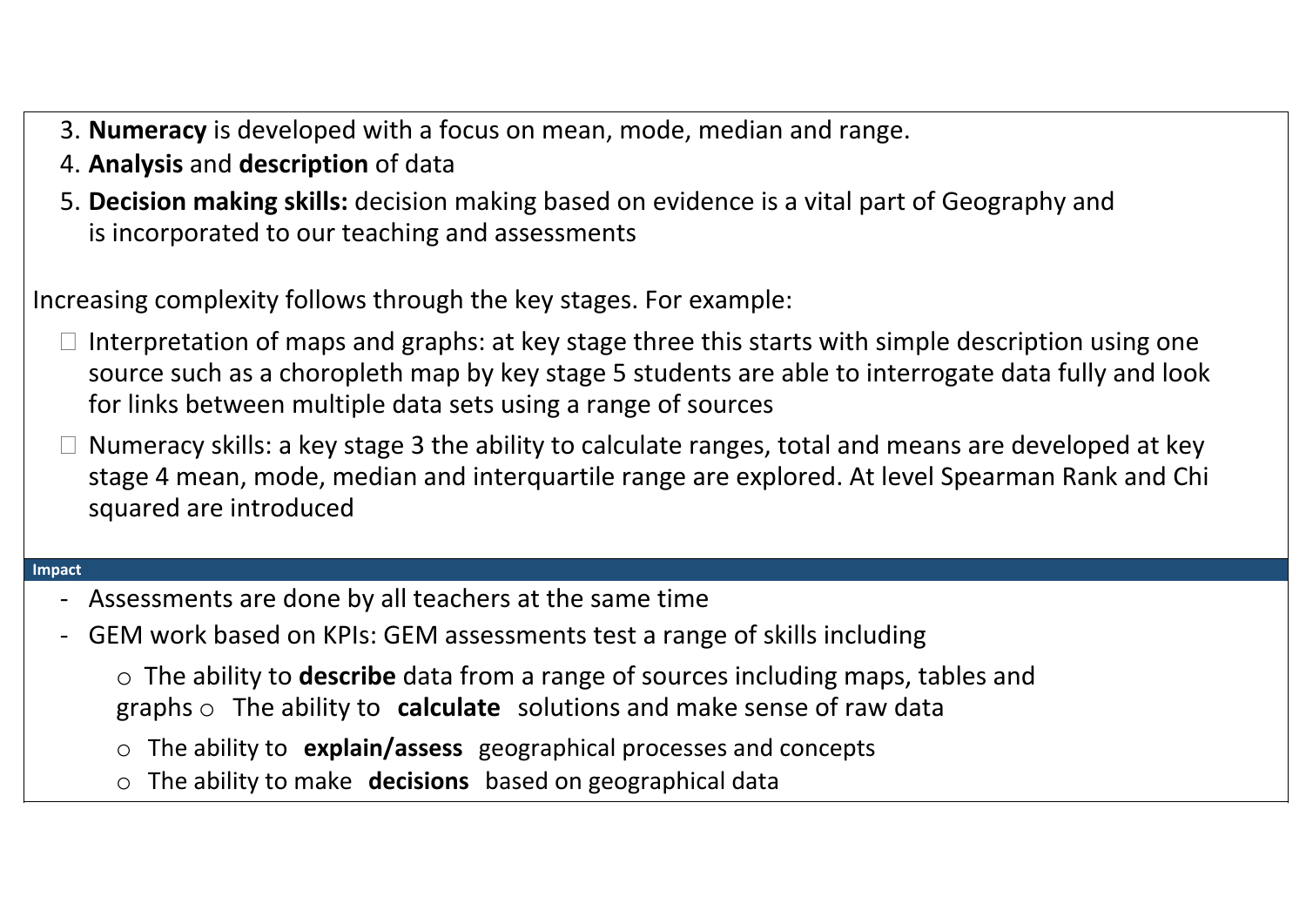3. **Numeracy** is developed with a focus on mean, mode, median and range.
4. **Analysis** and **description** of data
5. **Decision making skills:** decision making based on evidence is a vital part of Geography and is incorporated to our teaching and assessments

Increasing complexity follows through the key stages. For example:

- Interpretation of maps and graphs: at key stage three this starts with simple description using one source such as a choropleth map by key stage 5 students are able to interrogate data fully and look for links between multiple data sets using a range of sources
- Numeracy skills: a key stage 3 the ability to calculate ranges, total and means are developed at key stage 4 mean, mode, median and interquartile range are explored. At level Spearman Rank and Chi squared are introduced

## Impact

- Assessments are done by all teachers at the same time
- GEM work based on KPIs: GEM assessments test a range of skills including
  - The ability to **describe** data from a range of sources including maps, tables and graphs
  - The ability to **calculate** solutions and make sense of raw data
  - The ability to **explain/assess** geographical processes and concepts
  - The ability to make **decisions** based on geographical data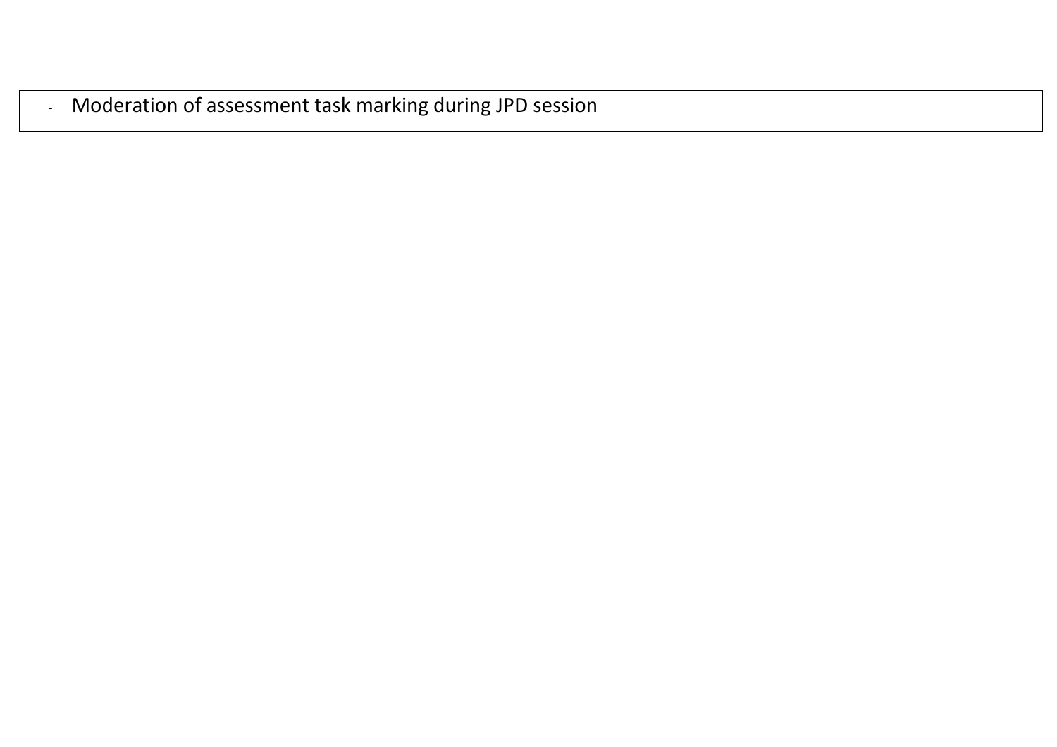- Moderation of assessment task marking during JPD session